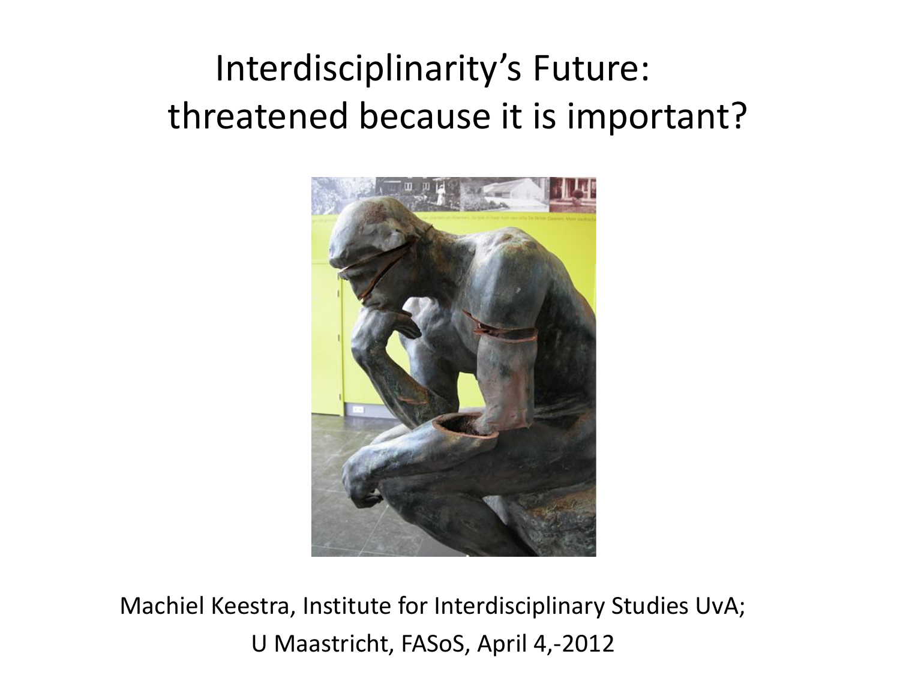# Interdisciplinarity's Future: threatened because it is important?

Machiel Keestra, Institute for Interdisciplinary Studies UvA;

U Maastricht, FASoS, April 4,-2012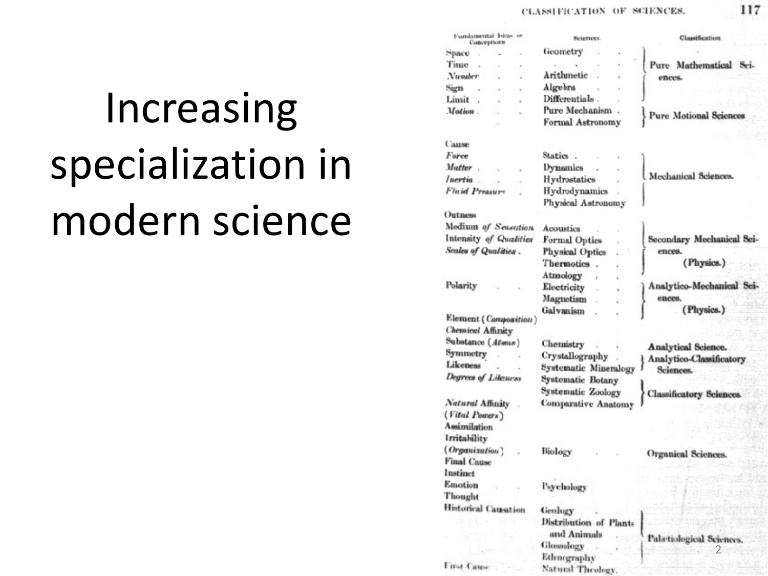# Increasing specialization in modern science

CLASSIFICATION OF SCIENCES.

| Fundamental Ideas or Conceptions | Sciences. | Classification |
|---|---|---|
| Space | Geometry | Pure Mathematical Sciences. |
| Time | . . . | |
| *Number* | Arithmetic | |
| Sign | Algebra | |
| Limit | Differentials | |
| *Motion* | Pure Mechanism | Pure Motional Sciences |
| | Formal Astronomy | |
| Cause | | |
| *Force* | Statics | Mechanical Sciences. |
| *Matter* | Dynamics | |
| *Inertia* | Hydrostatics | |
| *Fluid Pressure* | Hydrodynamics | |
| | Physical Astronomy | |
| Outness | | |
| Medium *of Sensation* | Acoustics | Secondary Mechanical Sciences. (Physics.) |
| Intensity *of Qualities* | Formal Optics | |
| *Scales of Qualities* | Physical Optics | |
| | Thermotics | |
| | Atmology | |
| Polarity | Electricity | Analytico-Mechanical Sciences. (Physics.) |
| | Magnetism | |
| | Galvanism | |
| Element (*Composition*) | | |
| *Chemical* Affinity | | |
| Substance (*Atoms*) | Chemistry | Analytical Science. |
| Symmetry | Crystallography | Analytico-Classificatory Sciences. |
| Likeness | Systematic Mineralogy | |
| *Degrees of Likeness* | Systematic Botany | Classificatory Sciences. |
| | Systematic Zoology | |
| *Natural* Affinity | Comparative Anatomy | |
| (*Vital Powers*) | | |
| Assimilation | | |
| Irritability | | |
| (*Organization*) | Biology | Organical Sciences. |
| Final Cause | | |
| Instinct | | |
| Emotion | Psychology | |
| Thought | | |
| Historical Causation | Geology | Palætiological Sciences. |
| | Distribution of Plants and Animals | |
| | Glossology | |
| | Ethnography | |
| First Cause | Natural Theology. | |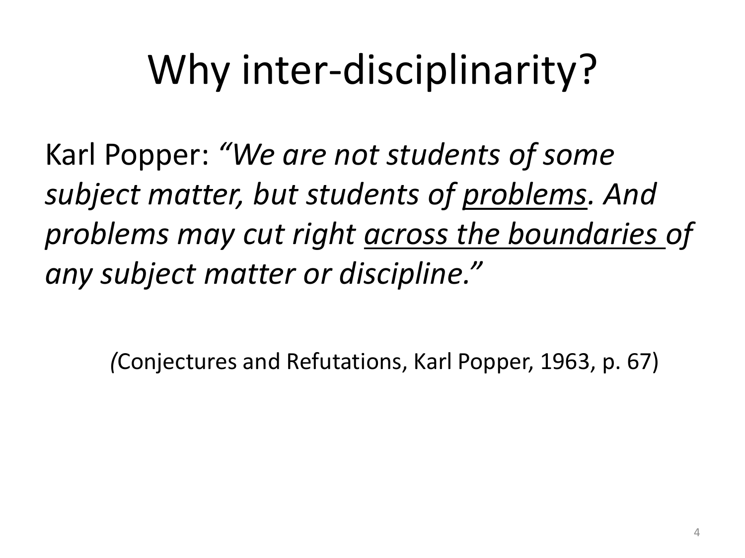# Why inter-disciplinarity?

Karl Popper: *"We are not students of some subject matter, but students of problems. And problems may cut right across the boundaries of any subject matter or discipline."*

(Conjectures and Refutations, Karl Popper, 1963, p. 67)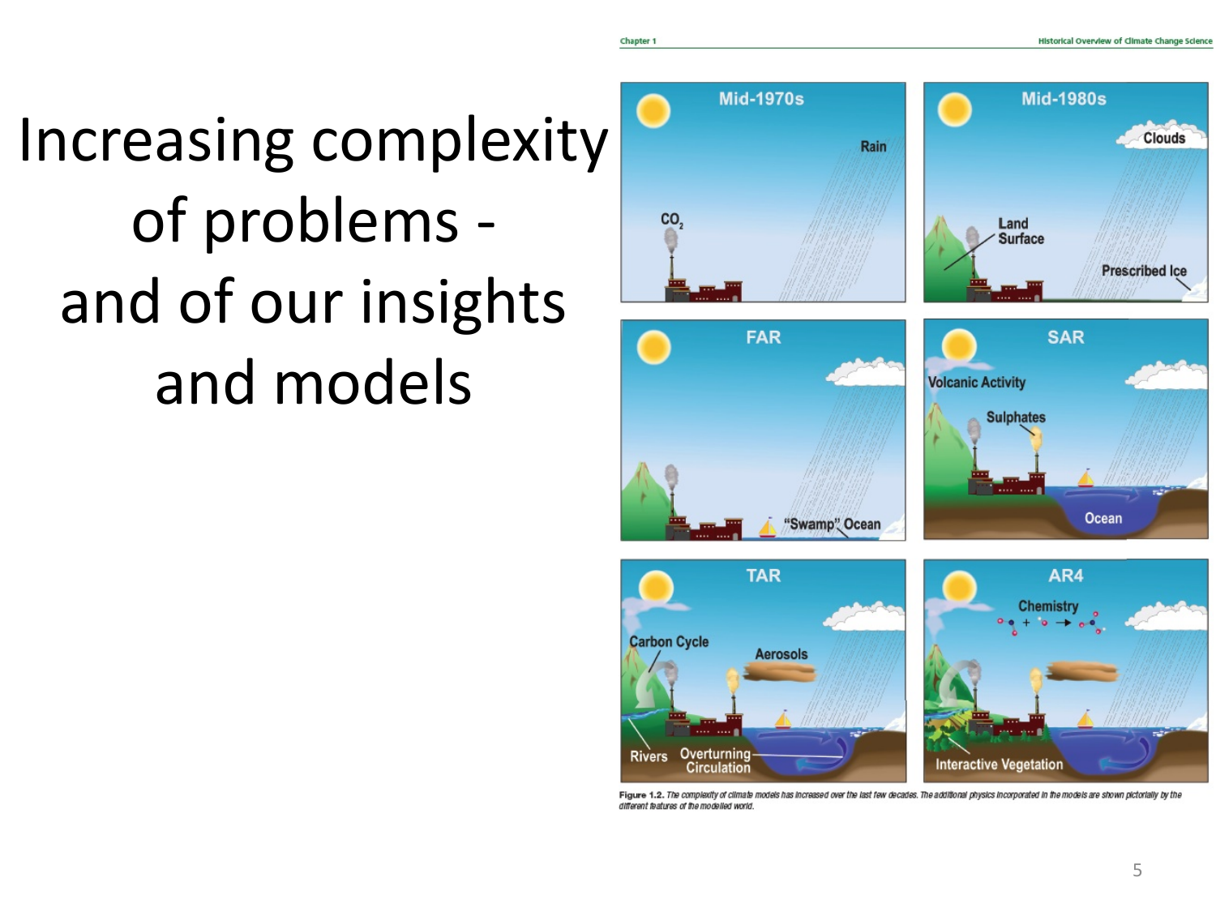# Increasing complexity of problems - and of our insights and models

Mid-1970s

Rain

$CO_2$

Mid-1980s

Clouds

Land Surface

Prescribed Ice

FAR

"Swamp" Ocean

SAR

Volcanic Activity

Sulphates

Ocean

TAR

Carbon Cycle

Aerosols

Rivers

Overturning Circulation

AR4

Chemistry

Interactive Vegetation

**Figure 1.2.** *The complexity of climate models has increased over the last few decades. The additional physics incorporated in the models are shown pictorially by the different features of the modelled world.*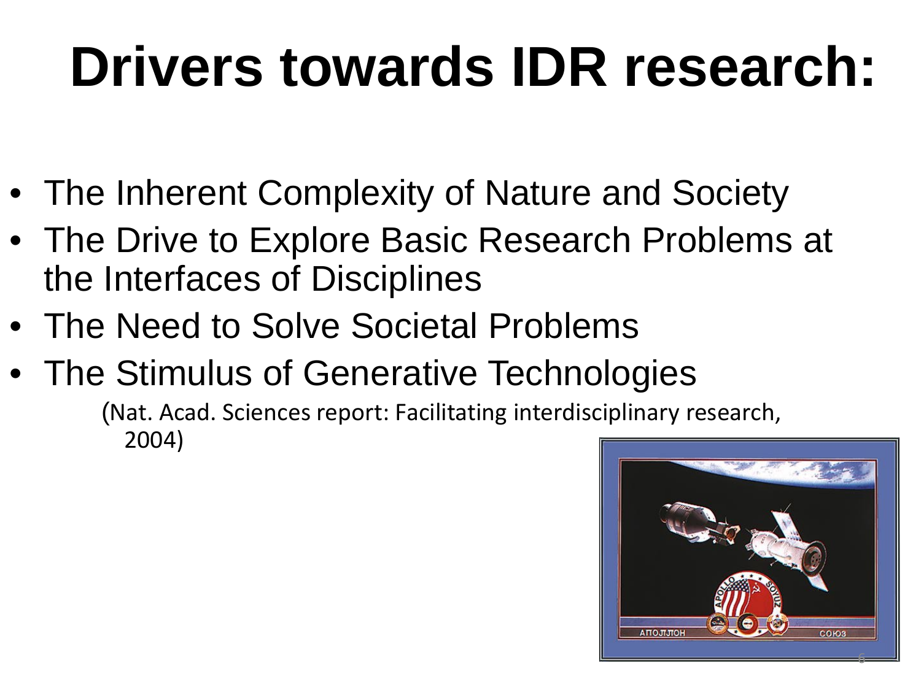# Drivers towards IDR research:

- The Inherent Complexity of Nature and Society
- The Drive to Explore Basic Research Problems at the Interfaces of Disciplines
- The Need to Solve Societal Problems
- The Stimulus of Generative Technologies

(Nat. Acad. Sciences report: Facilitating interdisciplinary research, 2004)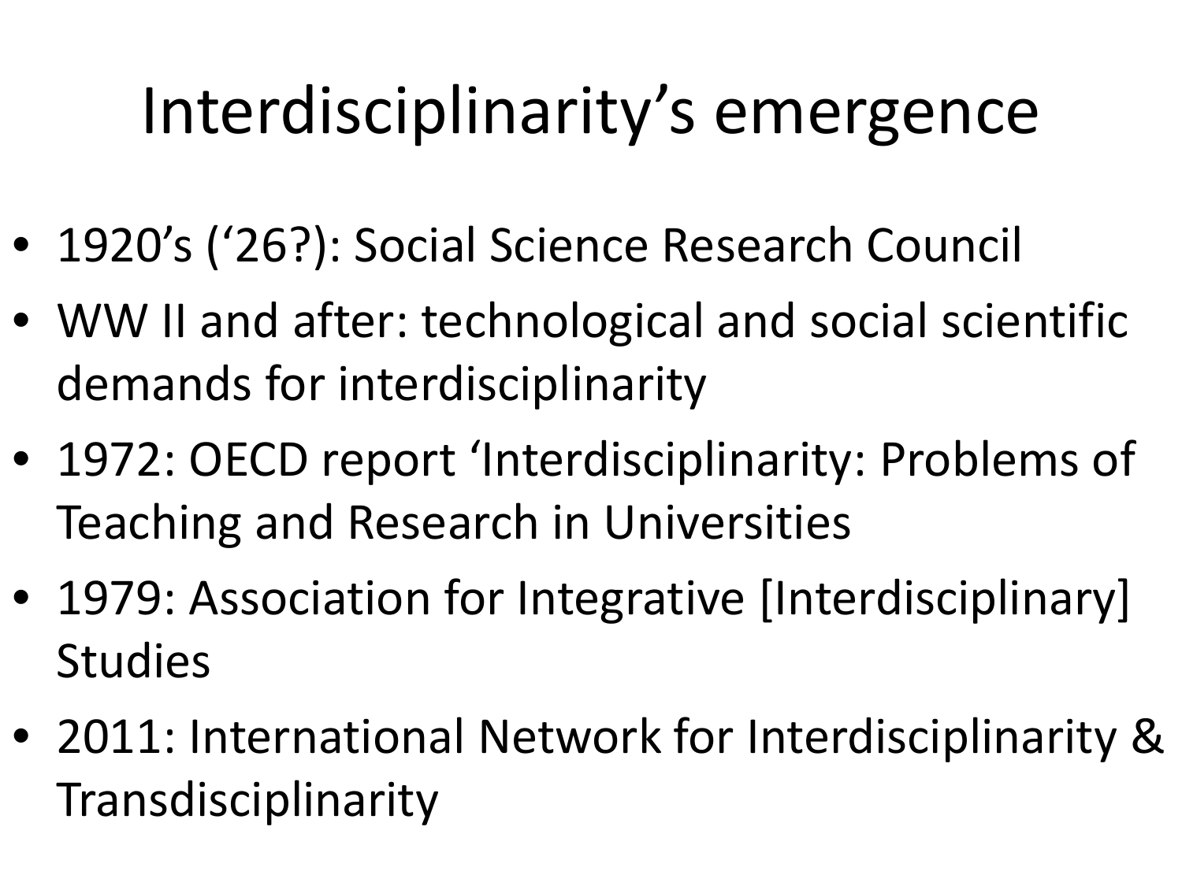# Interdisciplinarity’s emergence

- 1920’s (‘26?): Social Science Research Council
- WW II and after: technological and social scientific demands for interdisciplinarity
- 1972: OECD report ‘Interdisciplinarity: Problems of Teaching and Research in Universities
- 1979: Association for Integrative [Interdisciplinary] Studies
- 2011: International Network for Interdisciplinarity & Transdisciplinarity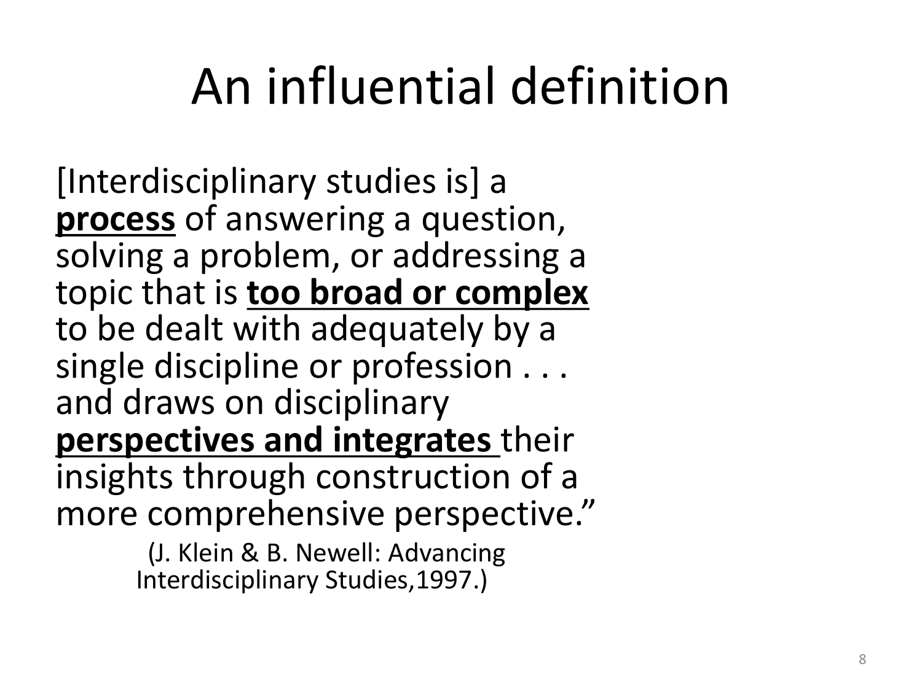# An influential definition

[Interdisciplinary studies is] a **process** of answering a question, solving a problem, or addressing a topic that is **too broad or complex** to be dealt with adequately by a single discipline or profession . . . and draws on disciplinary **perspectives and integrates** their insights through construction of a more comprehensive perspective."

(J. Klein & B. Newell: Advancing Interdisciplinary Studies,1997.)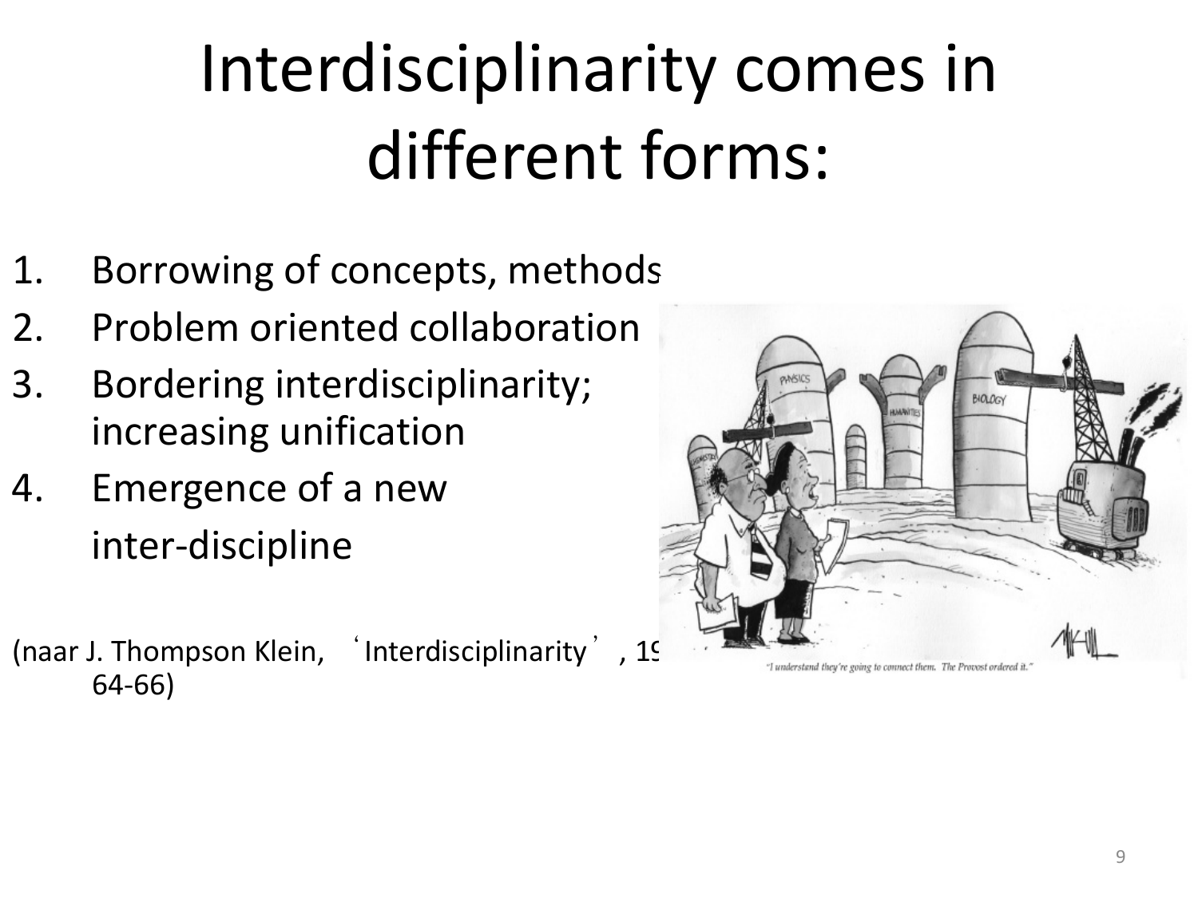# Interdisciplinarity comes in different forms:

1. Borrowing of concepts, methods
2. Problem oriented collaboration
3. Bordering interdisciplinarity; increasing unification
4. Emergence of a new inter-discipline

(naar J. Thompson Klein, 'Interdisciplinarity', 19
64-66)

"I understand they're going to connect them. The Provost ordered it."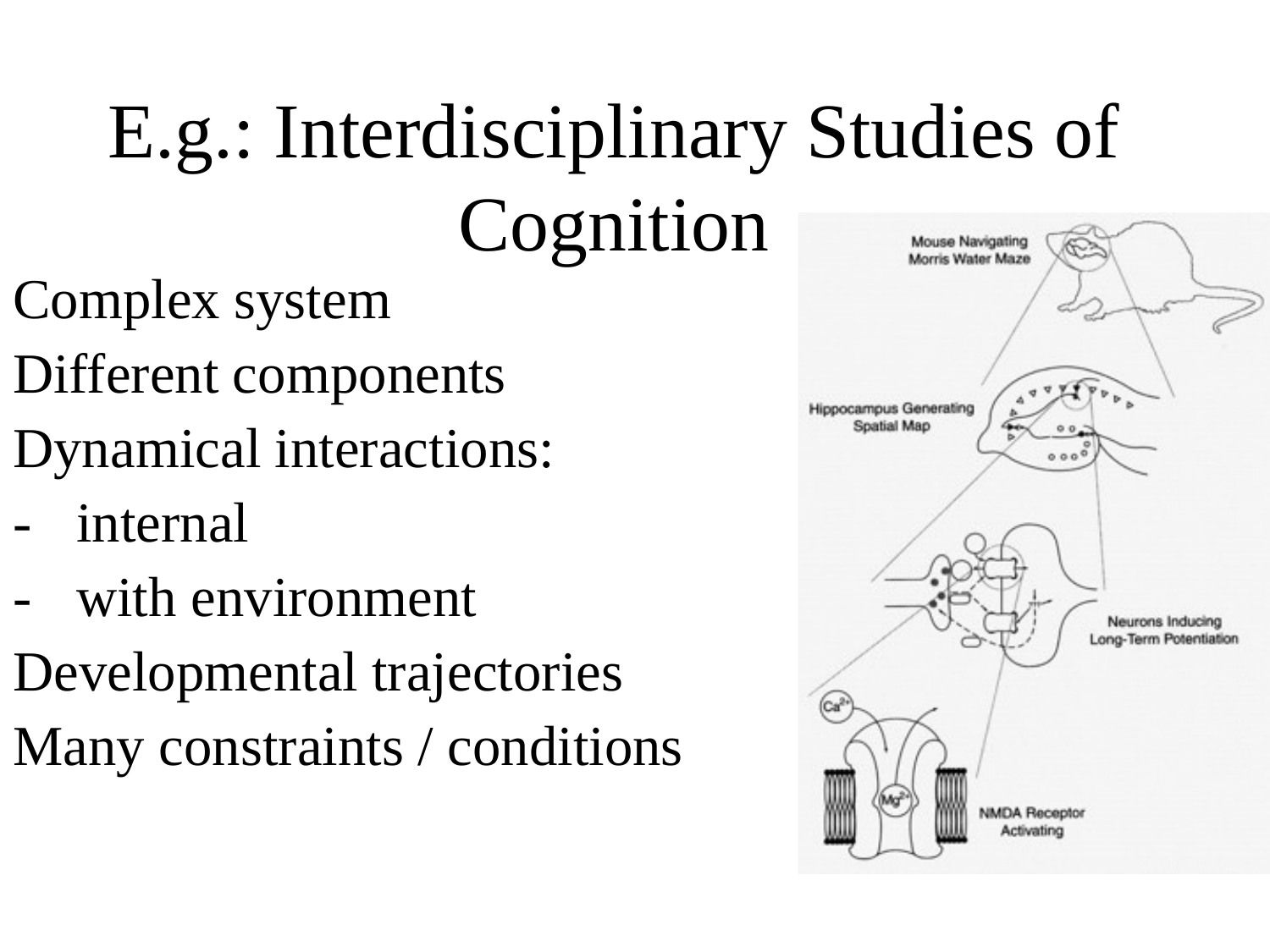# E.g.: Interdisciplinary Studies of Cognition

Complex system

Different components

Dynamical interactions:

- internal
- with environment

Developmental trajectories

Many constraints / conditions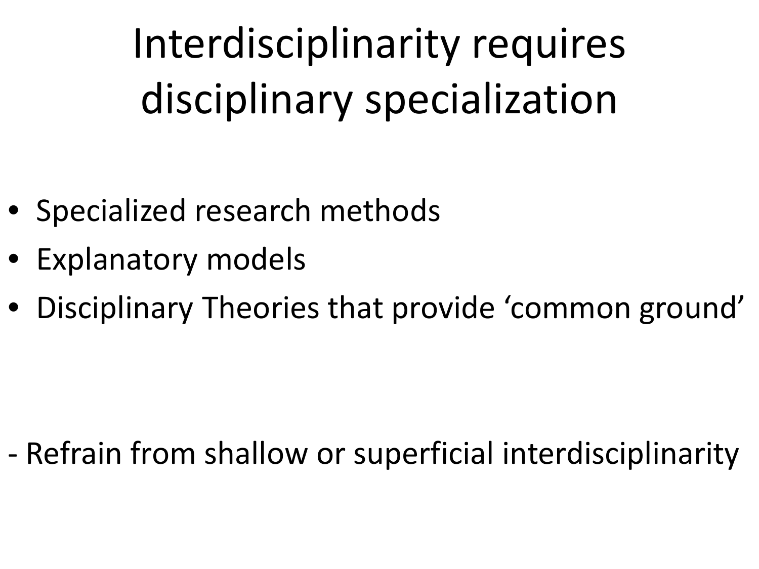# Interdisciplinarity requires disciplinary specialization

- Specialized research methods
- Explanatory models
- Disciplinary Theories that provide ‘common ground’

- Refrain from shallow or superficial interdisciplinarity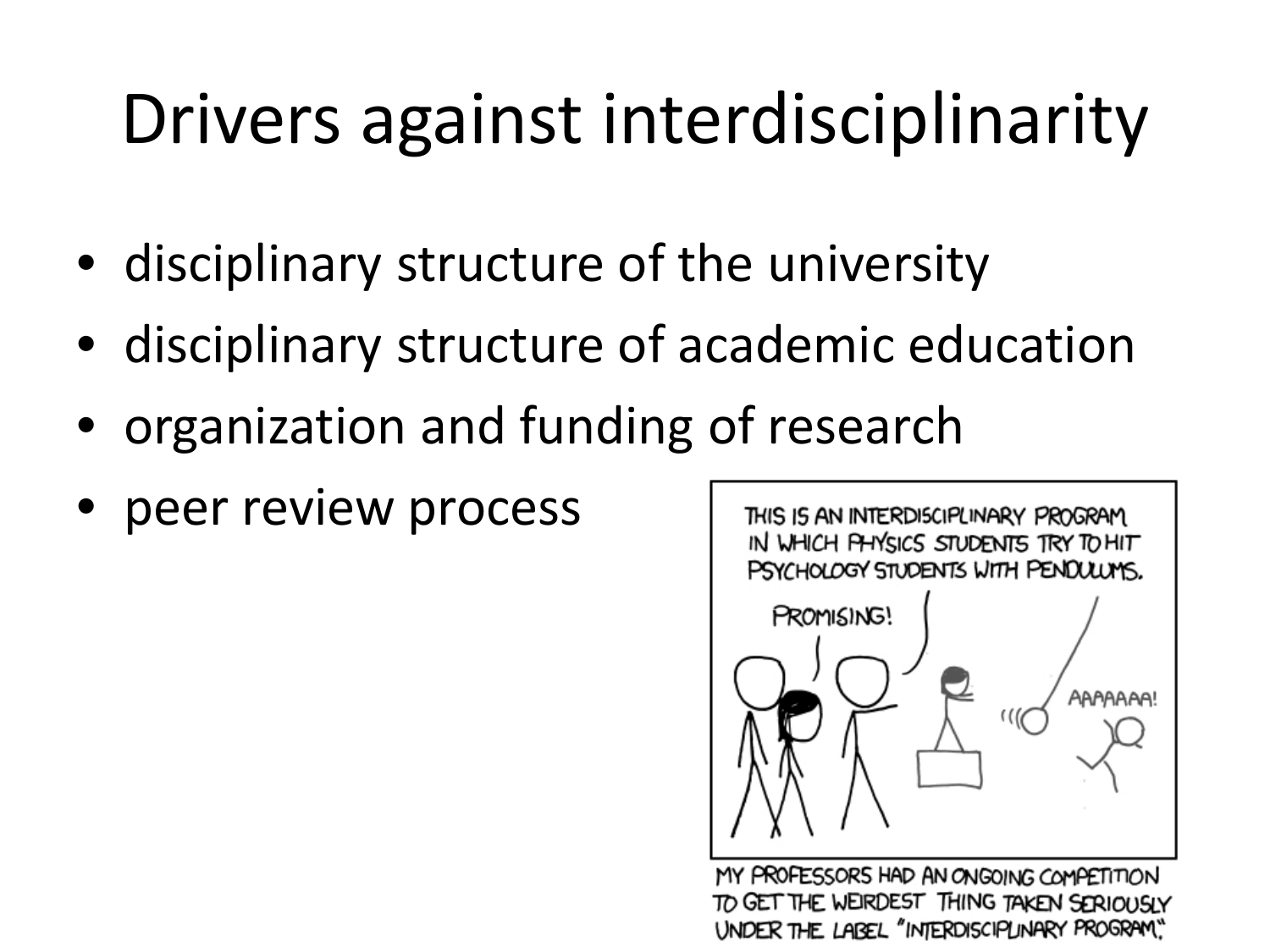# Drivers against interdisciplinarity

- disciplinary structure of the university
- disciplinary structure of academic education
- organization and funding of research
- peer review process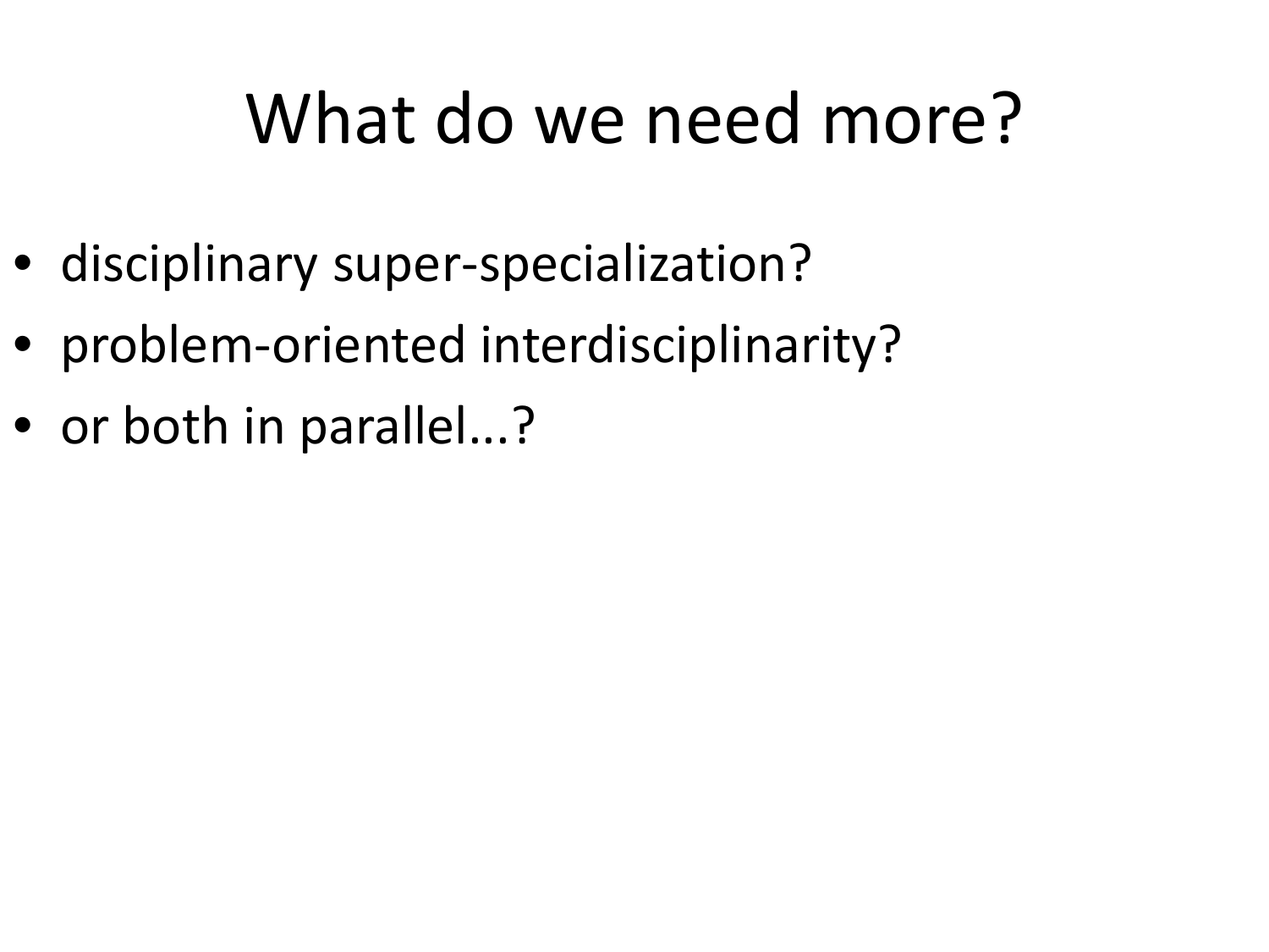# What do we need more?

- disciplinary super-specialization?
- problem-oriented interdisciplinarity?
- or both in parallel...?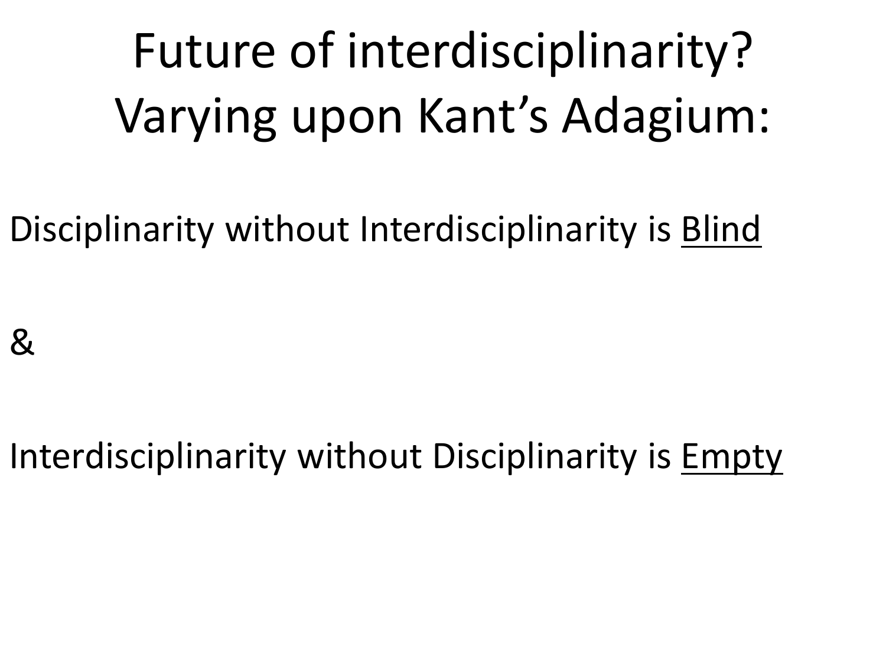# Future of interdisciplinarity? Varying upon Kant's Adagium:

Disciplinarity without Interdisciplinarity is <u>Blind</u>

&

Interdisciplinarity without Disciplinarity is <u>Empty</u>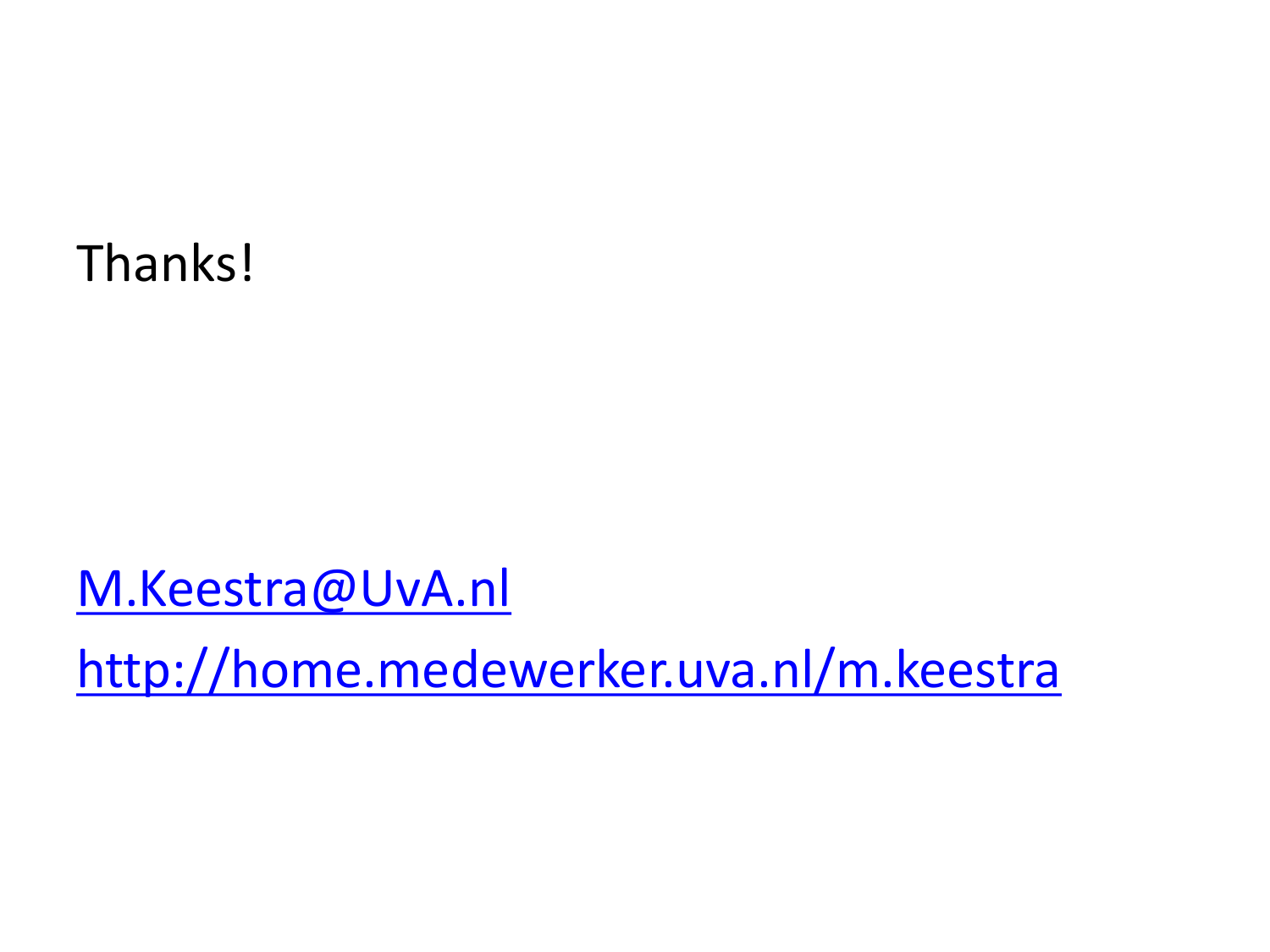Thanks!

M.Keestra@UvA.nl

http://home.medewerker.uva.nl/m.keestra